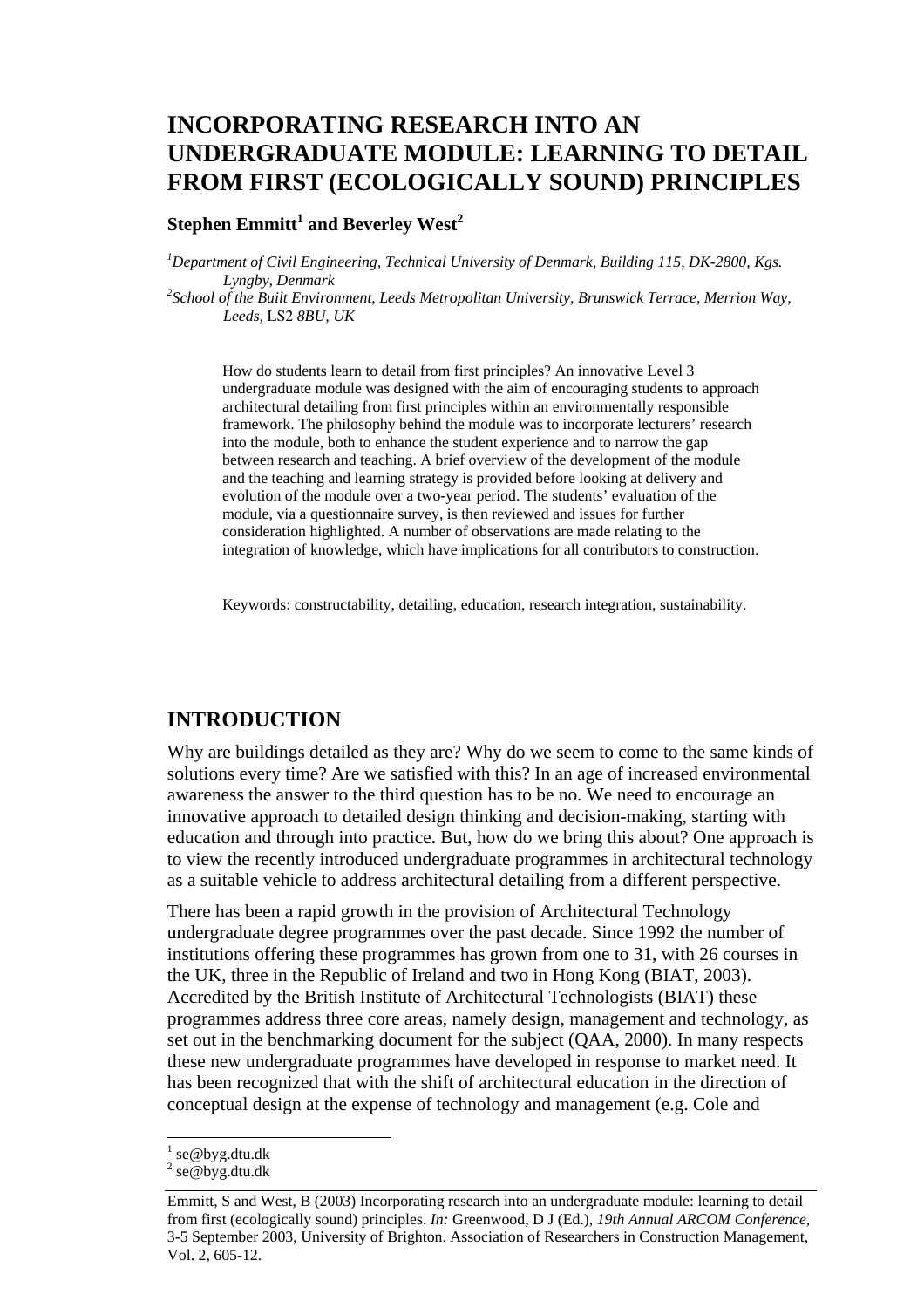# INCORPORATING RESEARCH INTO AN UNDERGRADUATE MODULE: LEARNING TO DETAIL FROM FIRST (ECOLOGICALLY SOUND) PRINCIPLES

**Stephen Emmitt[1] and Beverley West[2]**

[1]*Department of Civil Engineering, Technical University of Denmark, Building 115, DK-2800, Kgs. Lyngby, Denmark*
[2]*School of the Built Environment, Leeds Metropolitan University, Brunswick Terrace, Merrion Way, Leeds,* LS2 *8BU, UK*

How do students learn to detail from first principles? An innovative Level 3 undergraduate module was designed with the aim of encouraging students to approach architectural detailing from first principles within an environmentally responsible framework. The philosophy behind the module was to incorporate lecturers' research into the module, both to enhance the student experience and to narrow the gap between research and teaching. A brief overview of the development of the module and the teaching and learning strategy is provided before looking at delivery and evolution of the module over a two-year period. The students' evaluation of the module, via a questionnaire survey, is then reviewed and issues for further consideration highlighted. A number of observations are made relating to the integration of knowledge, which have implications for all contributors to construction.

Keywords: constructability, detailing, education, research integration, sustainability.

## INTRODUCTION

Why are buildings detailed as they are? Why do we seem to come to the same kinds of solutions every time? Are we satisfied with this? In an age of increased environmental awareness the answer to the third question has to be no. We need to encourage an innovative approach to detailed design thinking and decision-making, starting with education and through into practice. But, how do we bring this about? One approach is to view the recently introduced undergraduate programmes in architectural technology as a suitable vehicle to address architectural detailing from a different perspective.

There has been a rapid growth in the provision of Architectural Technology undergraduate degree programmes over the past decade. Since 1992 the number of institutions offering these programmes has grown from one to 31, with 26 courses in the UK, three in the Republic of Ireland and two in Hong Kong (BIAT, 2003). Accredited by the British Institute of Architectural Technologists (BIAT) these programmes address three core areas, namely design, management and technology, as set out in the benchmarking document for the subject (QAA, 2000). In many respects these new undergraduate programmes have developed in response to market need. It has been recognized that with the shift of architectural education in the direction of conceptual design at the expense of technology and management (e.g. Cole and

[1] se@byg.dtu.dk
[2] se@byg.dtu.dk

Emmitt, S and West, B (2003) Incorporating research into an undergraduate module: learning to detail from first (ecologically sound) principles. *In:* Greenwood, D J (Ed.), *19th Annual ARCOM Conference,* 3-5 September 2003, University of Brighton. Association of Researchers in Construction Management, Vol. 2, 605-12.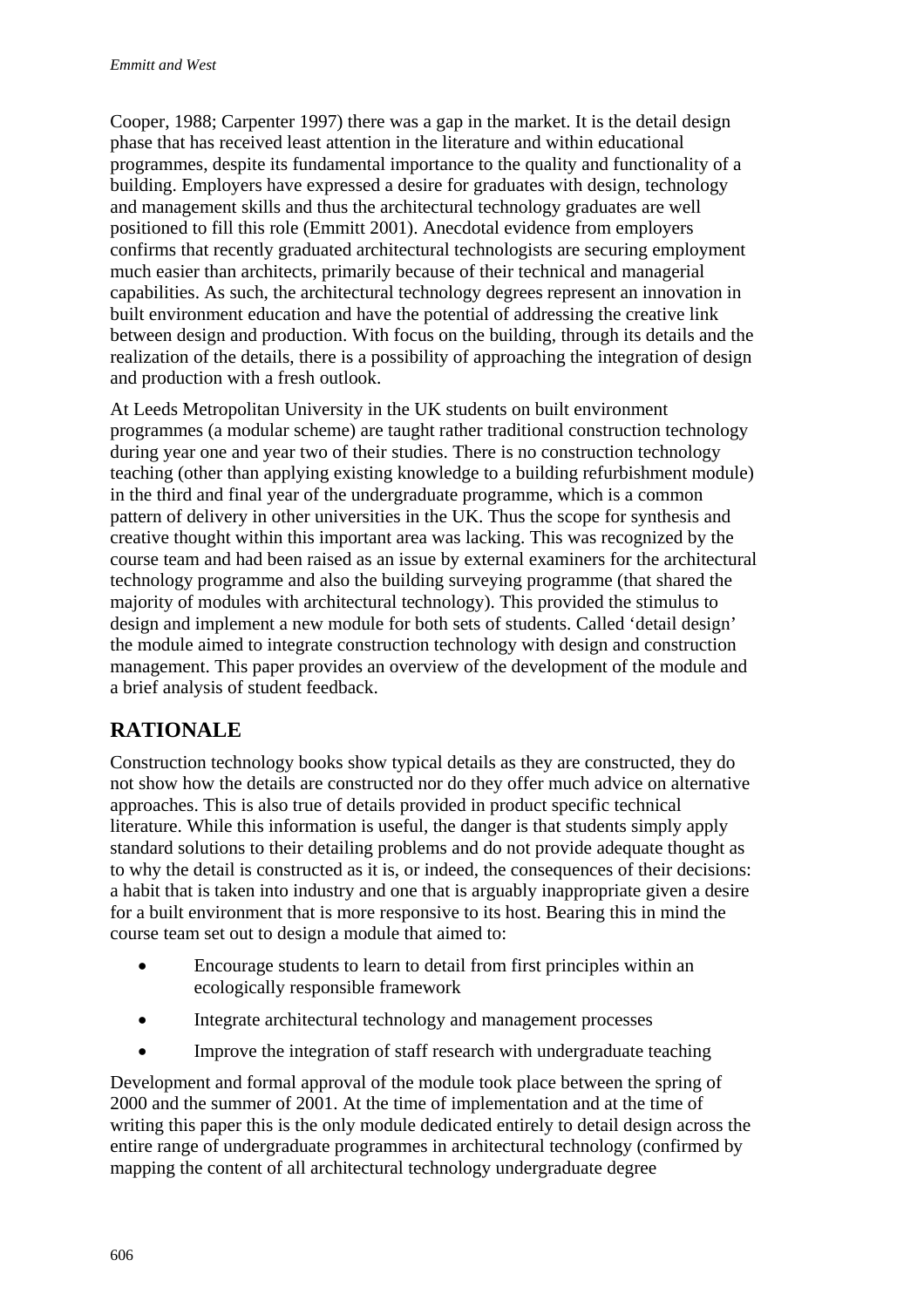Cooper, 1988; Carpenter 1997) there was a gap in the market. It is the detail design phase that has received least attention in the literature and within educational programmes, despite its fundamental importance to the quality and functionality of a building. Employers have expressed a desire for graduates with design, technology and management skills and thus the architectural technology graduates are well positioned to fill this role (Emmitt 2001). Anecdotal evidence from employers confirms that recently graduated architectural technologists are securing employment much easier than architects, primarily because of their technical and managerial capabilities. As such, the architectural technology degrees represent an innovation in built environment education and have the potential of addressing the creative link between design and production. With focus on the building, through its details and the realization of the details, there is a possibility of approaching the integration of design and production with a fresh outlook.

At Leeds Metropolitan University in the UK students on built environment programmes (a modular scheme) are taught rather traditional construction technology during year one and year two of their studies. There is no construction technology teaching (other than applying existing knowledge to a building refurbishment module) in the third and final year of the undergraduate programme, which is a common pattern of delivery in other universities in the UK. Thus the scope for synthesis and creative thought within this important area was lacking. This was recognized by the course team and had been raised as an issue by external examiners for the architectural technology programme and also the building surveying programme (that shared the majority of modules with architectural technology). This provided the stimulus to design and implement a new module for both sets of students. Called 'detail design' the module aimed to integrate construction technology with design and construction management. This paper provides an overview of the development of the module and a brief analysis of student feedback.

## RATIONALE

Construction technology books show typical details as they are constructed, they do not show how the details are constructed nor do they offer much advice on alternative approaches. This is also true of details provided in product specific technical literature. While this information is useful, the danger is that students simply apply standard solutions to their detailing problems and do not provide adequate thought as to why the detail is constructed as it is, or indeed, the consequences of their decisions: a habit that is taken into industry and one that is arguably inappropriate given a desire for a built environment that is more responsive to its host. Bearing this in mind the course team set out to design a module that aimed to:

- Encourage students to learn to detail from first principles within an ecologically responsible framework
- Integrate architectural technology and management processes
- Improve the integration of staff research with undergraduate teaching

Development and formal approval of the module took place between the spring of 2000 and the summer of 2001. At the time of implementation and at the time of writing this paper this is the only module dedicated entirely to detail design across the entire range of undergraduate programmes in architectural technology (confirmed by mapping the content of all architectural technology undergraduate degree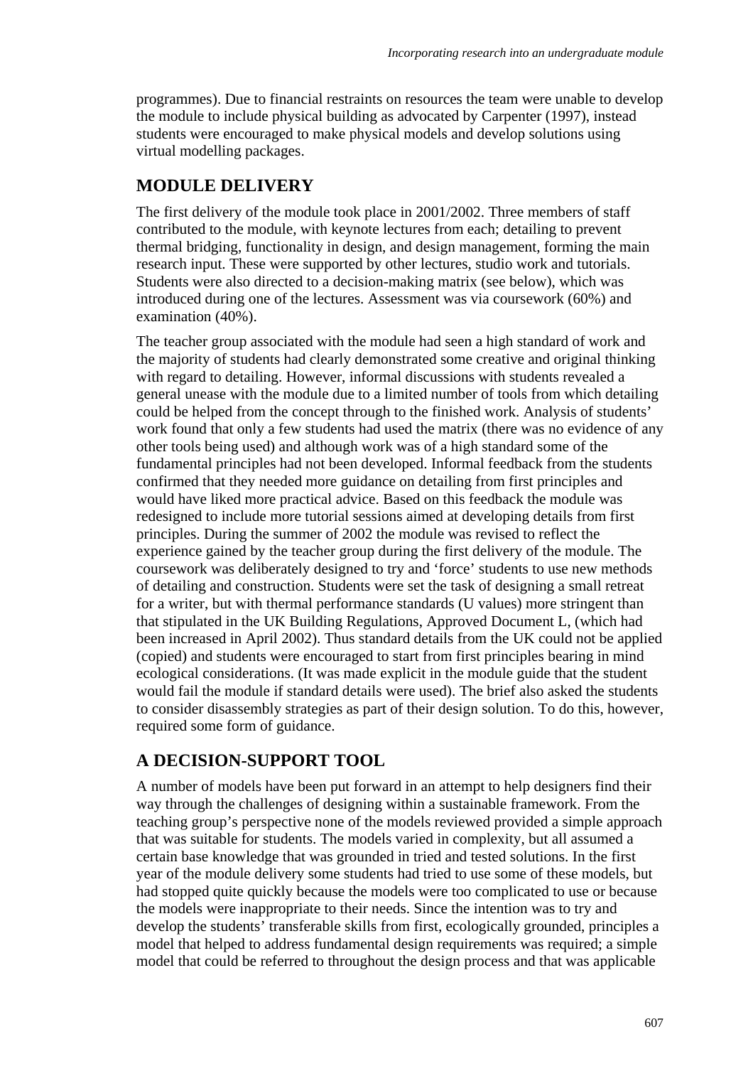programmes). Due to financial restraints on resources the team were unable to develop the module to include physical building as advocated by Carpenter (1997), instead students were encouraged to make physical models and develop solutions using virtual modelling packages.

## MODULE DELIVERY

The first delivery of the module took place in 2001/2002. Three members of staff contributed to the module, with keynote lectures from each; detailing to prevent thermal bridging, functionality in design, and design management, forming the main research input. These were supported by other lectures, studio work and tutorials. Students were also directed to a decision-making matrix (see below), which was introduced during one of the lectures. Assessment was via coursework (60%) and examination (40%).

The teacher group associated with the module had seen a high standard of work and the majority of students had clearly demonstrated some creative and original thinking with regard to detailing. However, informal discussions with students revealed a general unease with the module due to a limited number of tools from which detailing could be helped from the concept through to the finished work. Analysis of students' work found that only a few students had used the matrix (there was no evidence of any other tools being used) and although work was of a high standard some of the fundamental principles had not been developed. Informal feedback from the students confirmed that they needed more guidance on detailing from first principles and would have liked more practical advice. Based on this feedback the module was redesigned to include more tutorial sessions aimed at developing details from first principles. During the summer of 2002 the module was revised to reflect the experience gained by the teacher group during the first delivery of the module. The coursework was deliberately designed to try and 'force' students to use new methods of detailing and construction. Students were set the task of designing a small retreat for a writer, but with thermal performance standards (U values) more stringent than that stipulated in the UK Building Regulations, Approved Document L, (which had been increased in April 2002). Thus standard details from the UK could not be applied (copied) and students were encouraged to start from first principles bearing in mind ecological considerations. (It was made explicit in the module guide that the student would fail the module if standard details were used). The brief also asked the students to consider disassembly strategies as part of their design solution. To do this, however, required some form of guidance.

## A DECISION-SUPPORT TOOL

A number of models have been put forward in an attempt to help designers find their way through the challenges of designing within a sustainable framework. From the teaching group's perspective none of the models reviewed provided a simple approach that was suitable for students. The models varied in complexity, but all assumed a certain base knowledge that was grounded in tried and tested solutions. In the first year of the module delivery some students had tried to use some of these models, but had stopped quite quickly because the models were too complicated to use or because the models were inappropriate to their needs. Since the intention was to try and develop the students' transferable skills from first, ecologically grounded, principles a model that helped to address fundamental design requirements was required; a simple model that could be referred to throughout the design process and that was applicable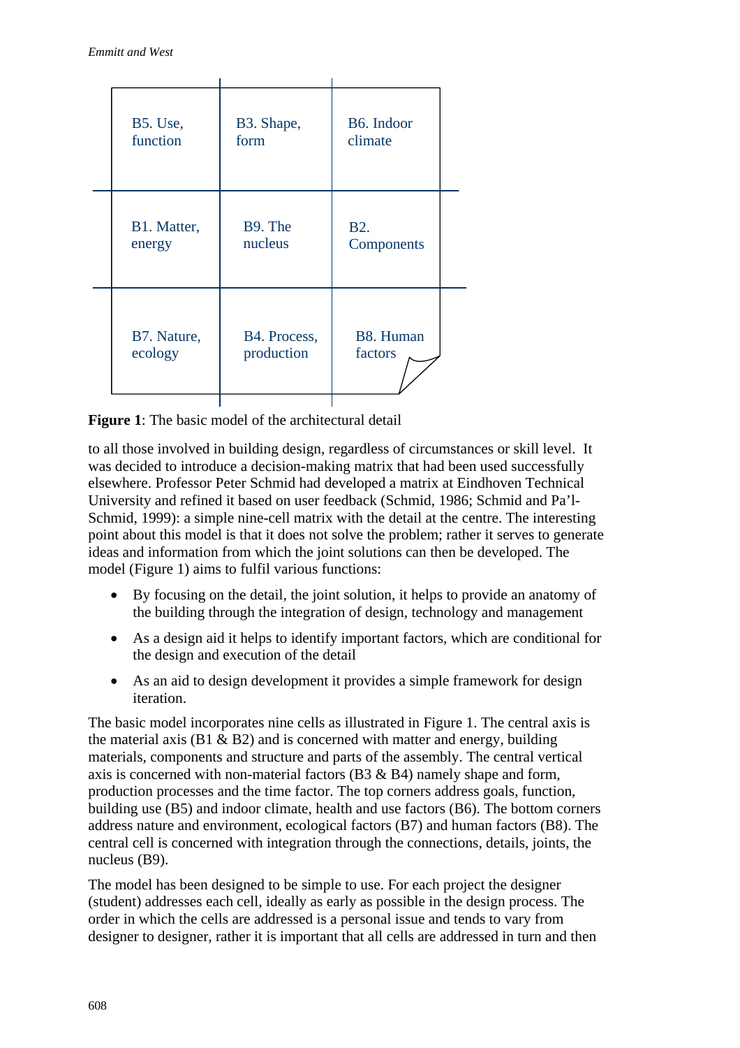| B5. Use, function | B3. Shape, form | B6. Indoor climate |
|---|---|---|
| B1. Matter, energy | B9. The nucleus | B2. Components |
| B7. Nature, ecology | B4. Process, production | B8. Human factors |

**Figure 1**: The basic model of the architectural detail

to all those involved in building design, regardless of circumstances or skill level. It was decided to introduce a decision-making matrix that had been used successfully elsewhere. Professor Peter Schmid had developed a matrix at Eindhoven Technical University and refined it based on user feedback (Schmid, 1986; Schmid and Pa'l-Schmid, 1999): a simple nine-cell matrix with the detail at the centre. The interesting point about this model is that it does not solve the problem; rather it serves to generate ideas and information from which the joint solutions can then be developed. The model (Figure 1) aims to fulfil various functions:

- By focusing on the detail, the joint solution, it helps to provide an anatomy of the building through the integration of design, technology and management
- As a design aid it helps to identify important factors, which are conditional for the design and execution of the detail
- As an aid to design development it provides a simple framework for design iteration.

The basic model incorporates nine cells as illustrated in Figure 1. The central axis is the material axis (B1 & B2) and is concerned with matter and energy, building materials, components and structure and parts of the assembly. The central vertical axis is concerned with non-material factors (B3 & B4) namely shape and form, production processes and the time factor. The top corners address goals, function, building use (B5) and indoor climate, health and use factors (B6). The bottom corners address nature and environment, ecological factors (B7) and human factors (B8). The central cell is concerned with integration through the connections, details, joints, the nucleus (B9).

The model has been designed to be simple to use. For each project the designer (student) addresses each cell, ideally as early as possible in the design process. The order in which the cells are addressed is a personal issue and tends to vary from designer to designer, rather it is important that all cells are addressed in turn and then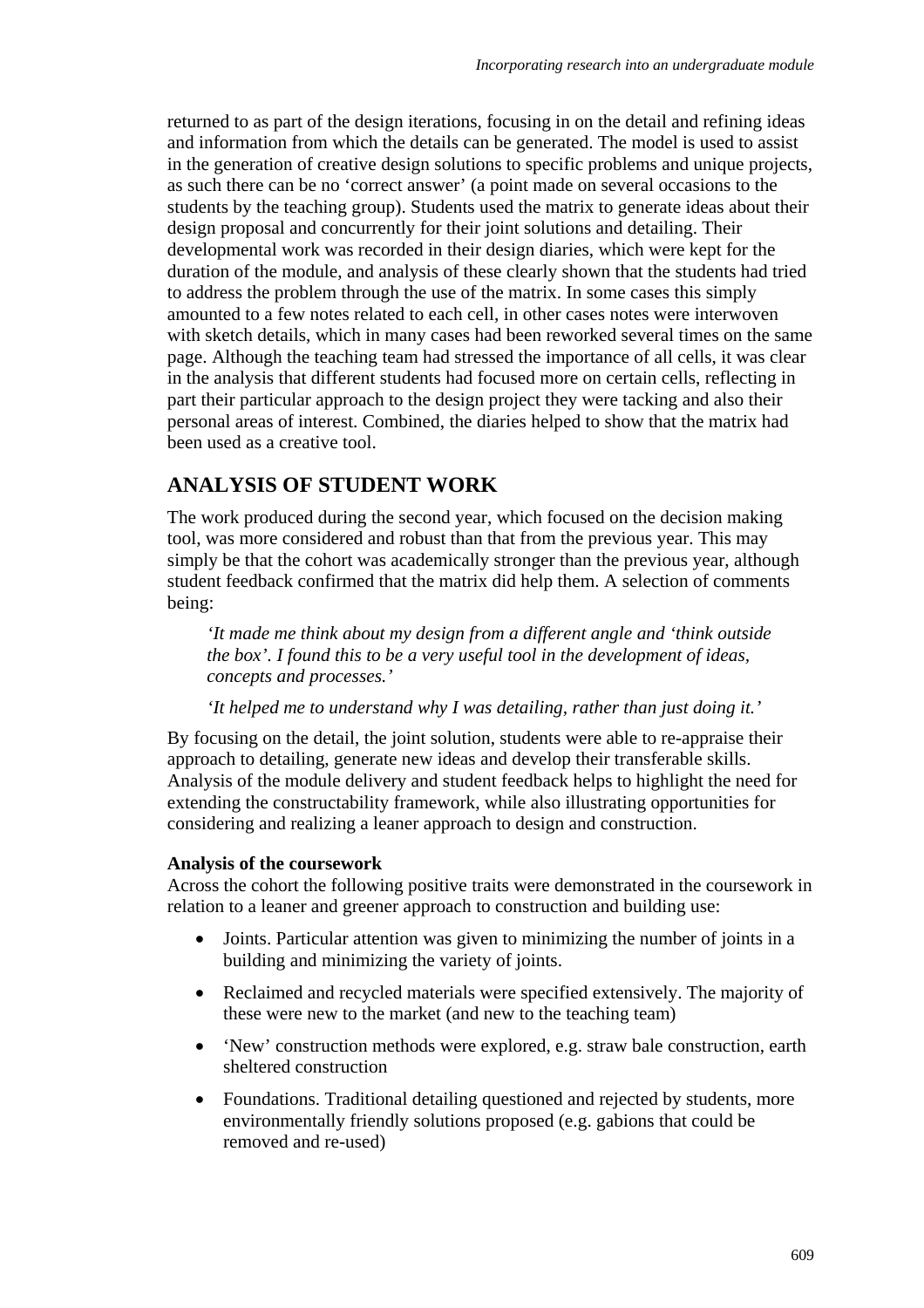returned to as part of the design iterations, focusing in on the detail and refining ideas and information from which the details can be generated. The model is used to assist in the generation of creative design solutions to specific problems and unique projects, as such there can be no 'correct answer' (a point made on several occasions to the students by the teaching group). Students used the matrix to generate ideas about their design proposal and concurrently for their joint solutions and detailing. Their developmental work was recorded in their design diaries, which were kept for the duration of the module, and analysis of these clearly shown that the students had tried to address the problem through the use of the matrix. In some cases this simply amounted to a few notes related to each cell, in other cases notes were interwoven with sketch details, which in many cases had been reworked several times on the same page. Although the teaching team had stressed the importance of all cells, it was clear in the analysis that different students had focused more on certain cells, reflecting in part their particular approach to the design project they were tacking and also their personal areas of interest. Combined, the diaries helped to show that the matrix had been used as a creative tool.

## ANALYSIS OF STUDENT WORK

The work produced during the second year, which focused on the decision making tool, was more considered and robust than that from the previous year. This may simply be that the cohort was academically stronger than the previous year, although student feedback confirmed that the matrix did help them. A selection of comments being:

> *'It made me think about my design from a different angle and 'think outside the box'. I found this to be a very useful tool in the development of ideas, concepts and processes.'*
>
> *'It helped me to understand why I was detailing, rather than just doing it.'*

By focusing on the detail, the joint solution, students were able to re-appraise their approach to detailing, generate new ideas and develop their transferable skills. Analysis of the module delivery and student feedback helps to highlight the need for extending the constructability framework, while also illustrating opportunities for considering and realizing a leaner approach to design and construction.

### Analysis of the coursework

Across the cohort the following positive traits were demonstrated in the coursework in relation to a leaner and greener approach to construction and building use:

- Joints. Particular attention was given to minimizing the number of joints in a building and minimizing the variety of joints.
- Reclaimed and recycled materials were specified extensively. The majority of these were new to the market (and new to the teaching team)
- 'New' construction methods were explored, e.g. straw bale construction, earth sheltered construction
- Foundations. Traditional detailing questioned and rejected by students, more environmentally friendly solutions proposed (e.g. gabions that could be removed and re-used)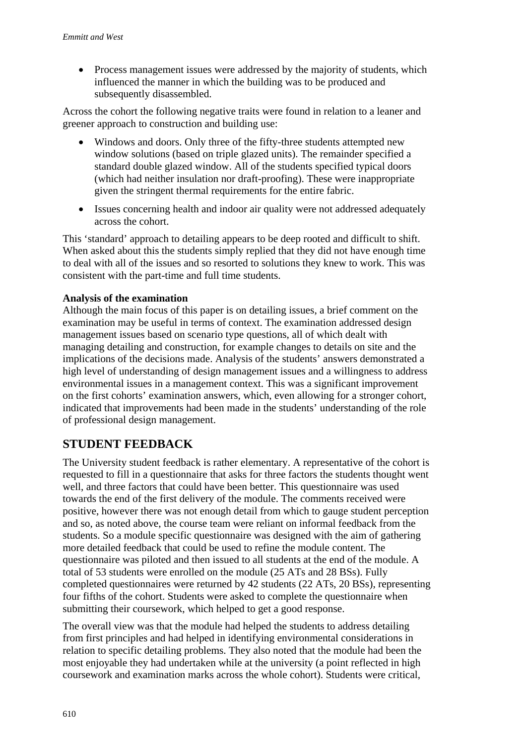- Process management issues were addressed by the majority of students, which influenced the manner in which the building was to be produced and subsequently disassembled.

Across the cohort the following negative traits were found in relation to a leaner and greener approach to construction and building use:

- Windows and doors. Only three of the fifty-three students attempted new window solutions (based on triple glazed units). The remainder specified a standard double glazed window. All of the students specified typical doors (which had neither insulation nor draft-proofing). These were inappropriate given the stringent thermal requirements for the entire fabric.
- Issues concerning health and indoor air quality were not addressed adequately across the cohort.

This 'standard' approach to detailing appears to be deep rooted and difficult to shift. When asked about this the students simply replied that they did not have enough time to deal with all of the issues and so resorted to solutions they knew to work. This was consistent with the part-time and full time students.

**Analysis of the examination**

Although the main focus of this paper is on detailing issues, a brief comment on the examination may be useful in terms of context. The examination addressed design management issues based on scenario type questions, all of which dealt with managing detailing and construction, for example changes to details on site and the implications of the decisions made. Analysis of the students' answers demonstrated a high level of understanding of design management issues and a willingness to address environmental issues in a management context. This was a significant improvement on the first cohorts' examination answers, which, even allowing for a stronger cohort, indicated that improvements had been made in the students' understanding of the role of professional design management.

## STUDENT FEEDBACK

The University student feedback is rather elementary. A representative of the cohort is requested to fill in a questionnaire that asks for three factors the students thought went well, and three factors that could have been better. This questionnaire was used towards the end of the first delivery of the module. The comments received were positive, however there was not enough detail from which to gauge student perception and so, as noted above, the course team were reliant on informal feedback from the students. So a module specific questionnaire was designed with the aim of gathering more detailed feedback that could be used to refine the module content. The questionnaire was piloted and then issued to all students at the end of the module. A total of 53 students were enrolled on the module (25 ATs and 28 BSs). Fully completed questionnaires were returned by 42 students (22 ATs, 20 BSs), representing four fifths of the cohort. Students were asked to complete the questionnaire when submitting their coursework, which helped to get a good response.

The overall view was that the module had helped the students to address detailing from first principles and had helped in identifying environmental considerations in relation to specific detailing problems. They also noted that the module had been the most enjoyable they had undertaken while at the university (a point reflected in high coursework and examination marks across the whole cohort). Students were critical,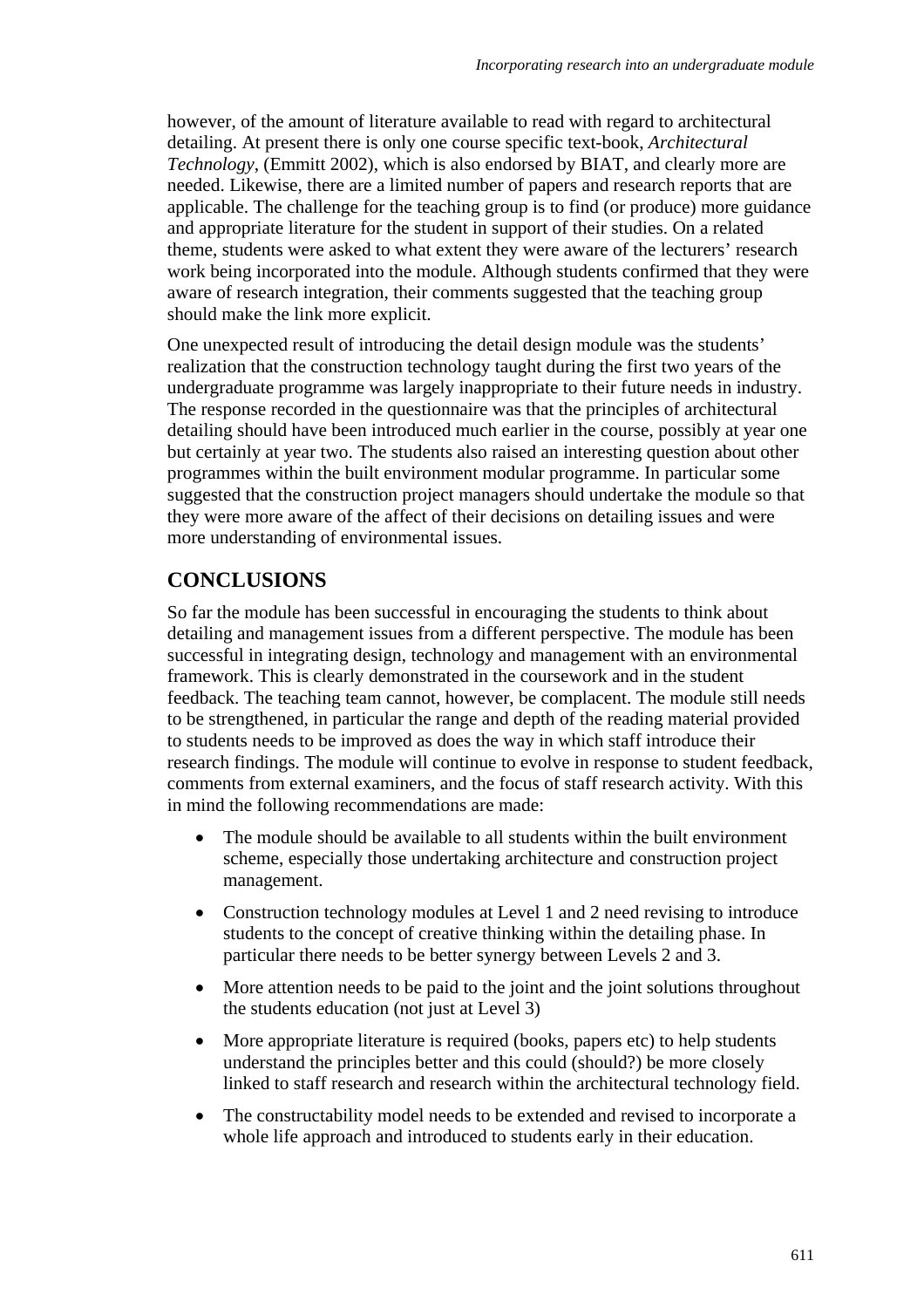however, of the amount of literature available to read with regard to architectural detailing. At present there is only one course specific text-book, *Architectural Technology*, (Emmitt 2002), which is also endorsed by BIAT, and clearly more are needed. Likewise, there are a limited number of papers and research reports that are applicable. The challenge for the teaching group is to find (or produce) more guidance and appropriate literature for the student in support of their studies. On a related theme, students were asked to what extent they were aware of the lecturers' research work being incorporated into the module. Although students confirmed that they were aware of research integration, their comments suggested that the teaching group should make the link more explicit.

One unexpected result of introducing the detail design module was the students' realization that the construction technology taught during the first two years of the undergraduate programme was largely inappropriate to their future needs in industry. The response recorded in the questionnaire was that the principles of architectural detailing should have been introduced much earlier in the course, possibly at year one but certainly at year two. The students also raised an interesting question about other programmes within the built environment modular programme. In particular some suggested that the construction project managers should undertake the module so that they were more aware of the affect of their decisions on detailing issues and were more understanding of environmental issues.

## CONCLUSIONS

So far the module has been successful in encouraging the students to think about detailing and management issues from a different perspective. The module has been successful in integrating design, technology and management with an environmental framework. This is clearly demonstrated in the coursework and in the student feedback. The teaching team cannot, however, be complacent. The module still needs to be strengthened, in particular the range and depth of the reading material provided to students needs to be improved as does the way in which staff introduce their research findings. The module will continue to evolve in response to student feedback, comments from external examiners, and the focus of staff research activity. With this in mind the following recommendations are made:

- The module should be available to all students within the built environment scheme, especially those undertaking architecture and construction project management.
- Construction technology modules at Level 1 and 2 need revising to introduce students to the concept of creative thinking within the detailing phase. In particular there needs to be better synergy between Levels 2 and 3.
- More attention needs to be paid to the joint and the joint solutions throughout the students education (not just at Level 3)
- More appropriate literature is required (books, papers etc) to help students understand the principles better and this could (should?) be more closely linked to staff research and research within the architectural technology field.
- The constructability model needs to be extended and revised to incorporate a whole life approach and introduced to students early in their education.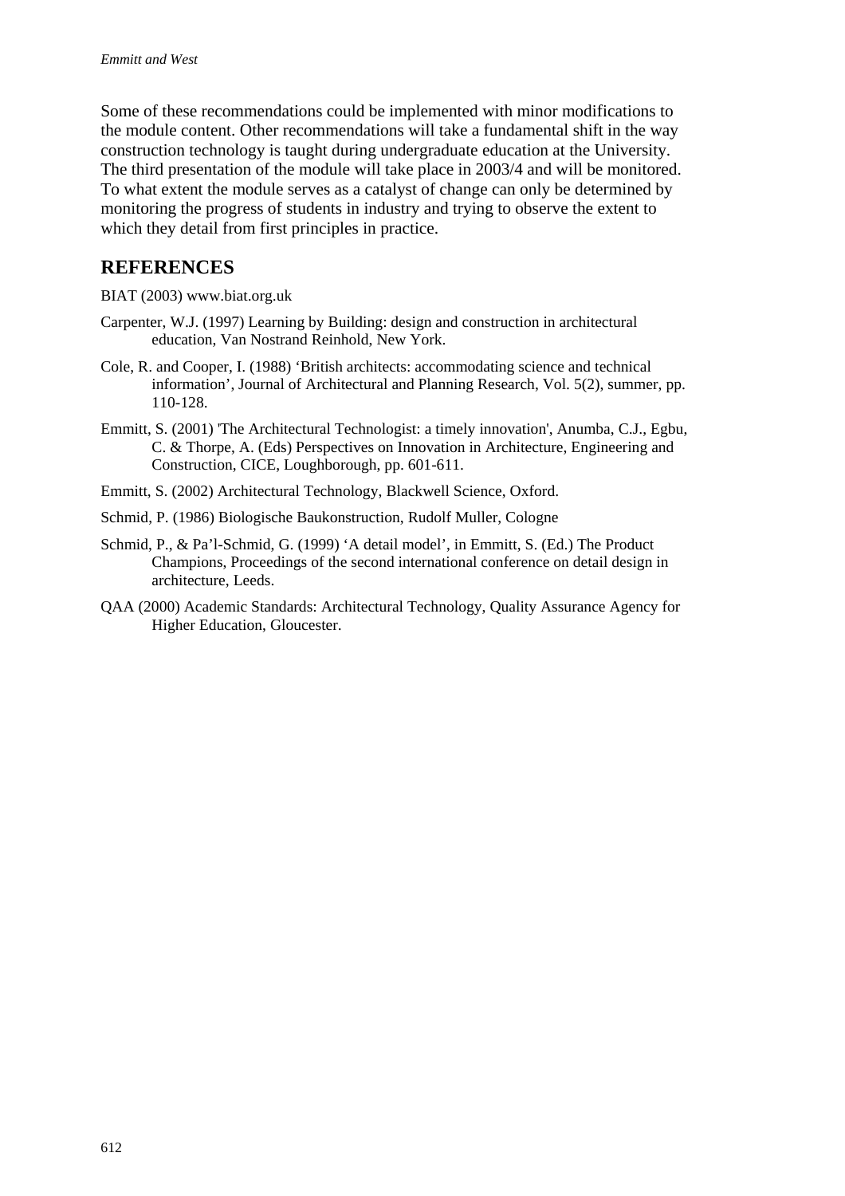Some of these recommendations could be implemented with minor modifications to the module content. Other recommendations will take a fundamental shift in the way construction technology is taught during undergraduate education at the University. The third presentation of the module will take place in 2003/4 and will be monitored. To what extent the module serves as a catalyst of change can only be determined by monitoring the progress of students in industry and trying to observe the extent to which they detail from first principles in practice.

## REFERENCES

BIAT (2003) www.biat.org.uk

Carpenter, W.J. (1997) Learning by Building: design and construction in architectural education, Van Nostrand Reinhold, New York.

Cole, R. and Cooper, I. (1988) 'British architects: accommodating science and technical information', Journal of Architectural and Planning Research, Vol. 5(2), summer, pp. 110-128.

Emmitt, S. (2001) 'The Architectural Technologist: a timely innovation', Anumba, C.J., Egbu, C. & Thorpe, A. (Eds) Perspectives on Innovation in Architecture, Engineering and Construction, CICE, Loughborough, pp. 601-611.

Emmitt, S. (2002) Architectural Technology, Blackwell Science, Oxford.

Schmid, P. (1986) Biologische Baukonstruction, Rudolf Muller, Cologne

Schmid, P., & Pa'l-Schmid, G. (1999) 'A detail model', in Emmitt, S. (Ed.) The Product Champions, Proceedings of the second international conference on detail design in architecture, Leeds.

QAA (2000) Academic Standards: Architectural Technology, Quality Assurance Agency for Higher Education, Gloucester.